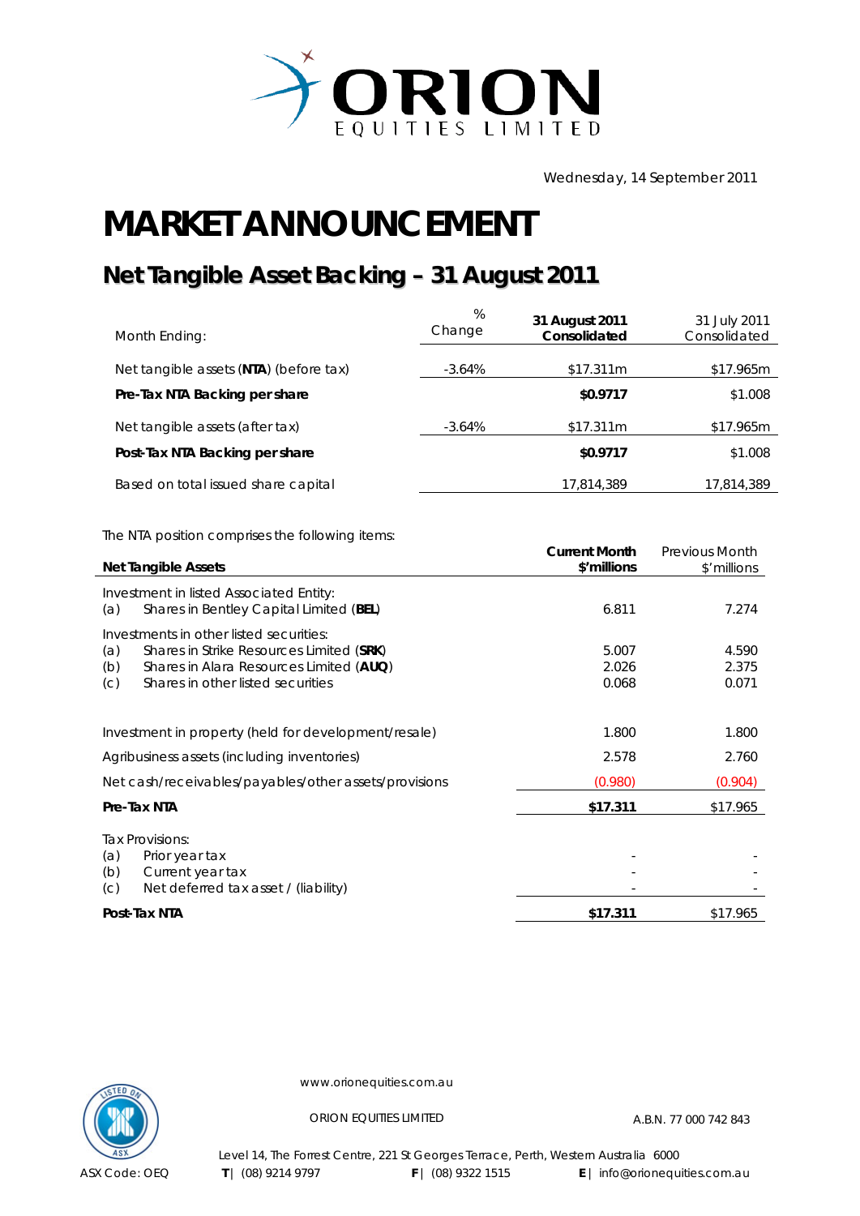ORION EQUITIES LIMITED

Wednesday, 14 September 2011

# MARKET ANNOUNCEMENT

## Net Tangible Asset Backing – 31 August 2011

| Month Ending: | % Change | **31 August 2011 Consolidated** | 31 July 2011 Consolidated |
|---|---|---|---|
| Net tangible assets (**NTA**) (before tax) | -3.64% | $17.311m | $17.965m |
| **Pre-Tax NTA Backing per share** | | **$0.9717** | $1.008 |
| Net tangible assets (after tax) | -3.64% | $17.311m | $17.965m |
| **Post-Tax NTA Backing per share** | | **$0.9717** | $1.008 |
| Based on total issued share capital | | 17,814,389 | 17,814,389 |

The NTA position comprises the following items:

| **Net Tangible Assets** | **Current Month $'millions** | Previous Month $'millions |
|---|---|---|
| Investment in listed Associated Entity: | | |
| (a) Shares in Bentley Capital Limited (**BEL**) | 6.811 | 7.274 |
| Investments in other listed securities: | | |
| (a) Shares in Strike Resources Limited (**SRK**) | 5.007 | 4.590 |
| (b) Shares in Alara Resources Limited (**AUQ**) | 2.026 | 2.375 |
| (c) Shares in other listed securities | 0.068 | 0.071 |
| Investment in property (held for development/resale) | 1.800 | 1.800 |
| Agribusiness assets (including inventories) | 2.578 | 2.760 |
| Net cash/receivables/payables/other assets/provisions | (0.980) | (0.904) |
| **Pre-Tax NTA** | **$17.311** | $17.965 |
| Tax Provisions: | | |
| (a) Prior year tax | - | - |
| (b) Current year tax | - | - |
| (c) Net deferred tax asset / (liability) | - | - |
| **Post-Tax NTA** | **$17.311** | $17.965 |

www.orionequities.com.au

ORION EQUITIES LIMITED A.B.N. 77 000 742 843

Level 14, The Forrest Centre, 221 St Georges Terrace, Perth, Western Australia 6000

ASX Code: OEQ **T** | (08) 9214 9797 **F** | (08) 9322 1515 **E** | info@orionequities.com.au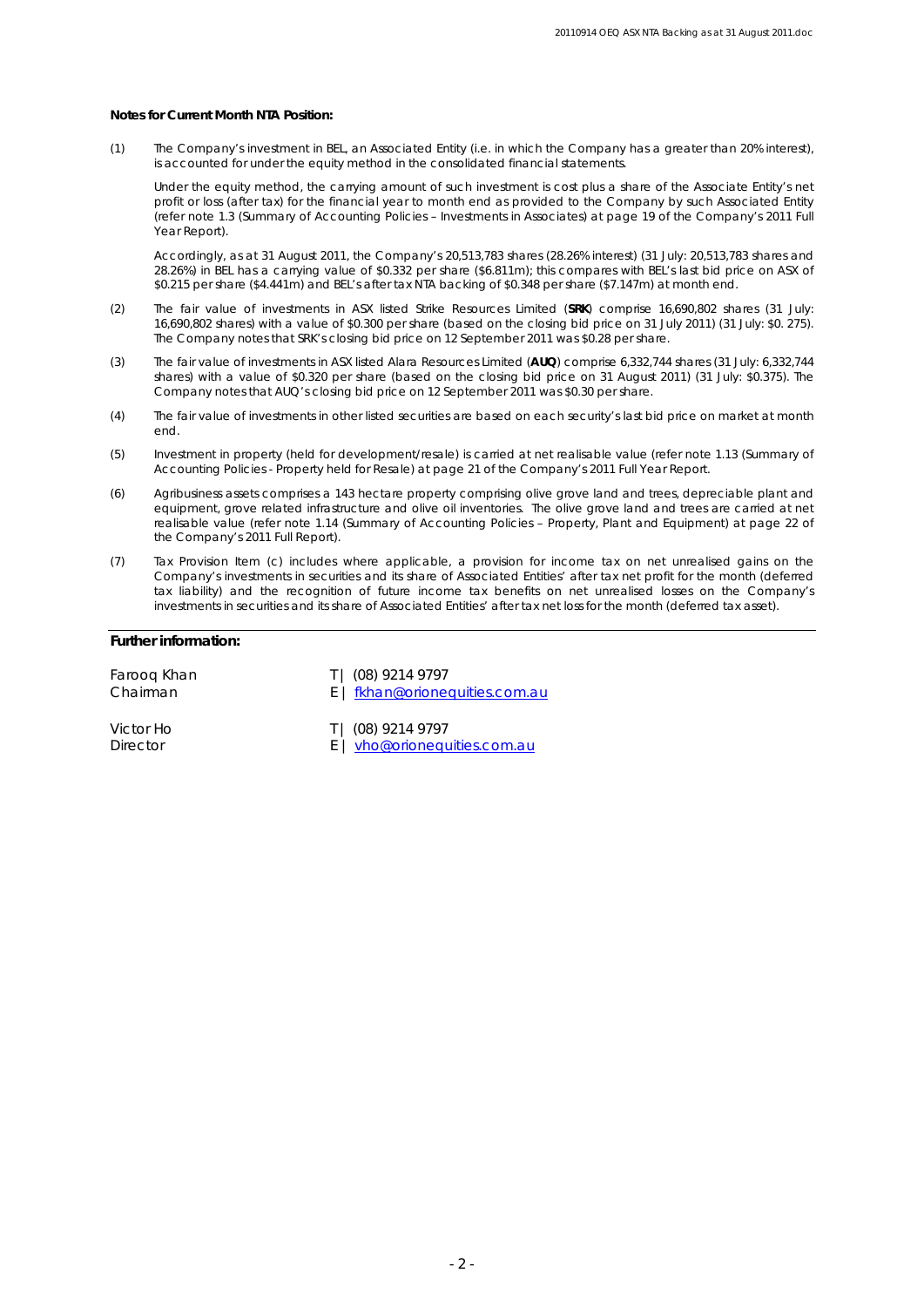**Notes for Current Month NTA Position:**

(1) The Company's investment in BEL, an Associated Entity (i.e. in which the Company has a greater than 20% interest), is accounted for under the equity method in the consolidated financial statements.

Under the equity method, the carrying amount of such investment is cost plus a share of the Associate Entity's net profit or loss (after tax) for the financial year to month end as provided to the Company by such Associated Entity (refer note 1.3 (Summary of Accounting Policies – Investments in Associates) at page 19 of the Company's 2011 Full Year Report).

Accordingly, as at 31 August 2011, the Company's 20,513,783 shares (28.26% interest) (31 July: 20,513,783 shares and 28.26%) in BEL has a carrying value of $0.332 per share ($6.811m); this compares with BEL's last bid price on ASX of $0.215 per share ($4.441m) and BEL's after tax NTA backing of $0.348 per share ($7.147m) at month end.

(2) The fair value of investments in ASX listed Strike Resources Limited (**SRK**) comprise 16,690,802 shares (31 July: 16,690,802 shares) with a value of $0.300 per share (based on the closing bid price on 31 July 2011) (31 July: $0. 275). The Company notes that SRK's closing bid price on 12 September 2011 was $0.28 per share.

(3) The fair value of investments in ASX listed Alara Resources Limited (**AUQ**) comprise 6,332,744 shares (31 July: 6,332,744 shares) with a value of $0.320 per share (based on the closing bid price on 31 August 2011) (31 July: $0.375). The Company notes that AUQ's closing bid price on 12 September 2011 was $0.30 per share.

(4) The fair value of investments in other listed securities are based on each security's last bid price on market at month end.

(5) Investment in property (held for development/resale) is carried at net realisable value (refer note 1.13 (Summary of Accounting Policies - Property held for Resale) at page 21 of the Company's 2011 Full Year Report.

(6) Agribusiness assets comprises a 143 hectare property comprising olive grove land and trees, depreciable plant and equipment, grove related infrastructure and olive oil inventories. The olive grove land and trees are carried at net realisable value (refer note 1.14 (Summary of Accounting Policies – Property, Plant and Equipment) at page 22 of the Company's 2011 Full Report).

(7) Tax Provision Item (c) includes where applicable, a provision for income tax on net unrealised gains on the Company's investments in securities and its share of Associated Entities' after tax net profit for the month (deferred tax liability) and the recognition of future income tax benefits on net unrealised losses on the Company's investments in securities and its share of Associated Entities' after tax net loss for the month (deferred tax asset).

**Further information:**

Farooq Khan
Chairman

T | (08) 9214 9797
E | fkhan@orionequities.com.au

Victor Ho
Director

T | (08) 9214 9797
E | vho@orionequities.com.au